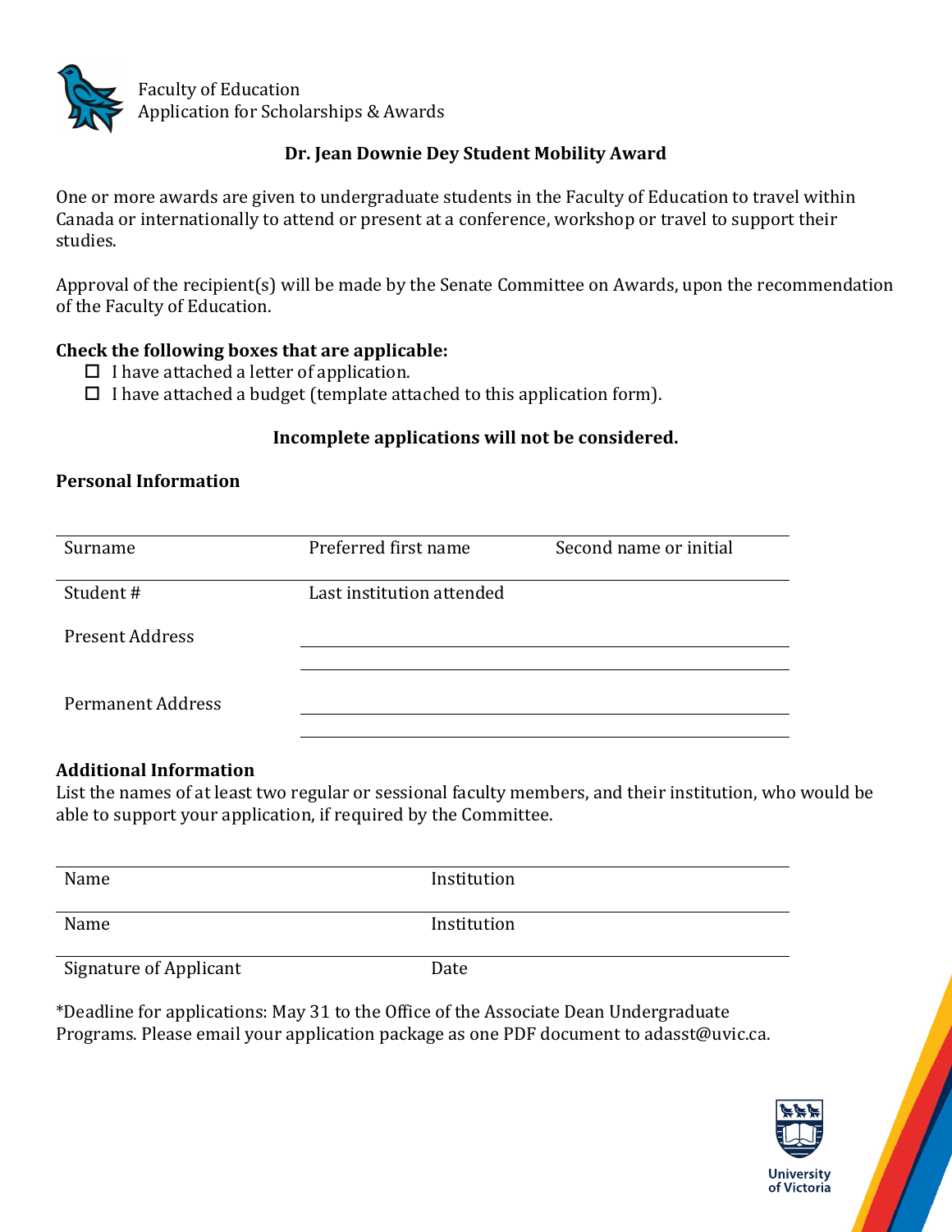Faculty of Education
Application for Scholarships & Awards

## Dr. Jean Downie Dey Student Mobility Award

One or more awards are given to undergraduate students in the Faculty of Education to travel within Canada or internationally to attend or present at a conference, workshop or travel to support their studies.

Approval of the recipient(s) will be made by the Senate Committee on Awards, upon the recommendation of the Faculty of Education.

**Check the following boxes that are applicable:**

- ☐ I have attached a letter of application.
- ☐ I have attached a budget (template attached to this application form).

**Incomplete applications will not be considered.**

### Personal Information

| Surname | Preferred first name | Second name or initial |
|---|---|---|
| Student # | Last institution attended | |

Present Address

Permanent Address

### Additional Information

List the names of at least two regular or sessional faculty members, and their institution, who would be able to support your application, if required by the Committee.

| Name | Institution |
|---|---|
| Name | Institution |
| Signature of Applicant | Date |

*Deadline for applications: May 31 to the Office of the Associate Dean Undergraduate Programs. Please email your application package as one PDF document to adasst@uvic.ca.

University of Victoria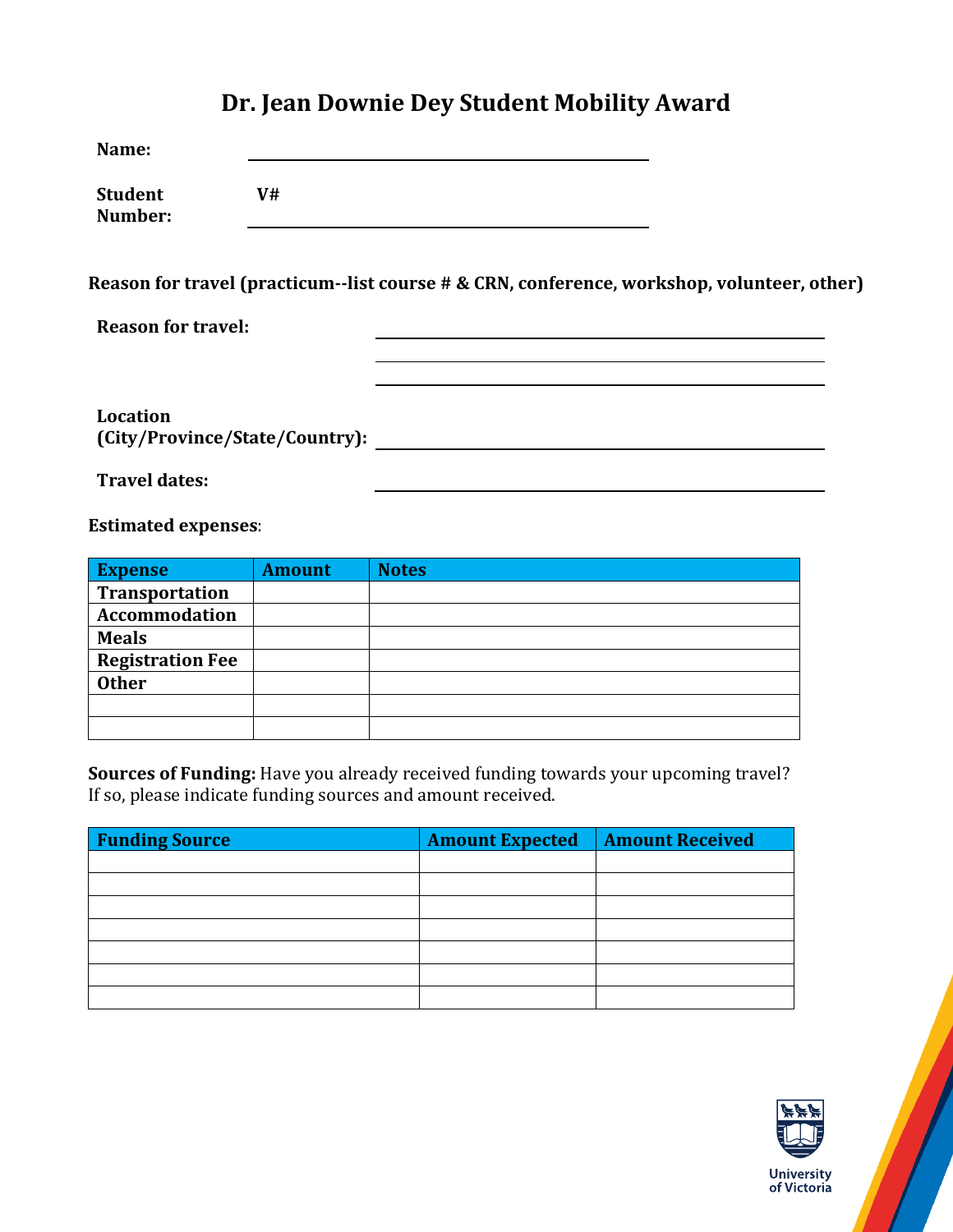# Dr. Jean Downie Dey Student Mobility Award

**Name:** \_\_\_\_\_\_\_\_\_\_\_\_\_\_\_\_\_\_\_\_\_\_\_\_\_\_\_\_\_\_\_\_

**Student Number:** V# \_\_\_\_\_\_\_\_\_\_\_\_\_\_\_\_\_\_\_\_\_\_\_\_\_\_\_\_\_\_\_\_

**Reason for travel (practicum--list course # & CRN, conference, workshop, volunteer, other)**

**Reason for travel:** \_\_\_\_\_\_\_\_\_\_\_\_\_\_\_\_\_\_\_\_\_\_\_\_\_\_\_\_\_\_\_\_

\_\_\_\_\_\_\_\_\_\_\_\_\_\_\_\_\_\_\_\_\_\_\_\_\_\_\_\_\_\_\_\_

\_\_\_\_\_\_\_\_\_\_\_\_\_\_\_\_\_\_\_\_\_\_\_\_\_\_\_\_\_\_\_\_

**Location (City/Province/State/Country):** \_\_\_\_\_\_\_\_\_\_\_\_\_\_\_\_\_\_\_\_\_\_\_\_\_\_\_\_\_\_\_\_

**Travel dates:** \_\_\_\_\_\_\_\_\_\_\_\_\_\_\_\_\_\_\_\_\_\_\_\_\_\_\_\_\_\_\_\_

**Estimated expenses**:

| Expense | Amount | Notes |
|---|---|---|
| **Transportation** | | |
| **Accommodation** | | |
| **Meals** | | |
| **Registration Fee** | | |
| **Other** | | |
| | | |
| | | |

**Sources of Funding:** Have you already received funding towards your upcoming travel? If so, please indicate funding sources and amount received.

| Funding Source | Amount Expected | Amount Received |
|---|---|---|
| | | |
| | | |
| | | |
| | | |
| | | |
| | | |
| | | |

University of Victoria